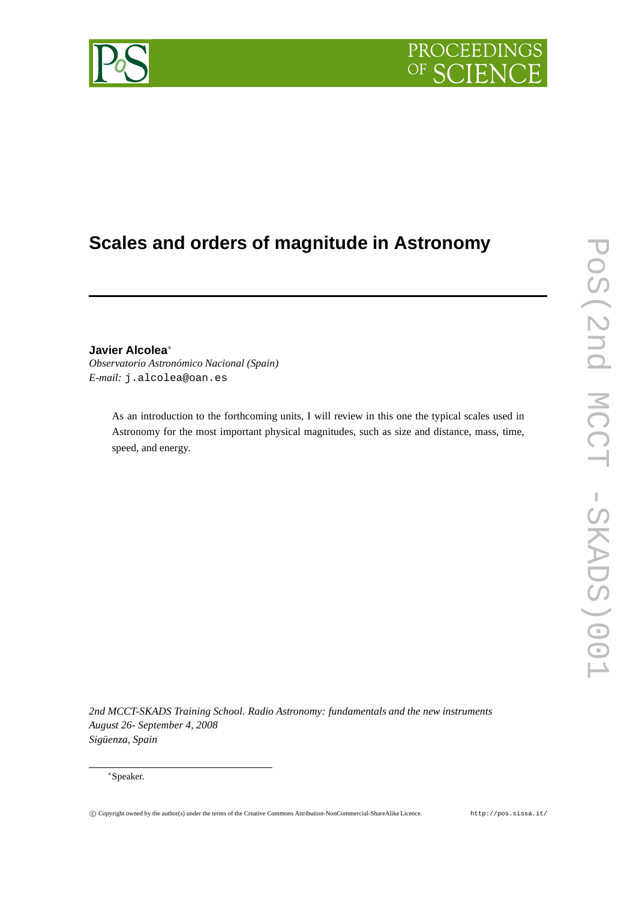# Scales and orders of magnitude in Astronomy

**Javier Alcolea**[*]
*Observatorio Astronómico Nacional (Spain)*
*E-mail:* `j.alcolea@oan.es`

As an introduction to the forthcoming units, I will review in this one the typical scales used in Astronomy for the most important physical magnitudes, such as size and distance, mass, time, speed, and energy.

*2nd MCCT-SKADS Training School. Radio Astronomy: fundamentals and the new instruments*
*August 26- September 4, 2008*
*Sigüenza, Spain*

[*]Speaker.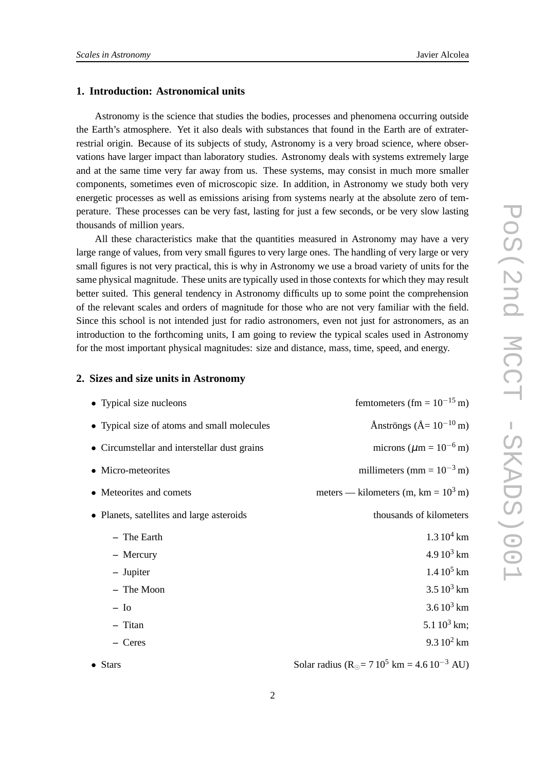## 1. Introduction: Astronomical units

Astronomy is the science that studies the bodies, processes and phenomena occurring outside the Earth's atmosphere. Yet it also deals with substances that found in the Earth are of extraterrestrial origin. Because of its subjects of study, Astronomy is a very broad science, where observations have larger impact than laboratory studies. Astronomy deals with systems extremely large and at the same time very far away from us. These systems, may consist in much more smaller components, sometimes even of microscopic size. In addition, in Astronomy we study both very energetic processes as well as emissions arising from systems nearly at the absolute zero of temperature. These processes can be very fast, lasting for just a few seconds, or be very slow lasting thousands of million years.

All these characteristics make that the quantities measured in Astronomy may have a very large range of values, from very small figures to very large ones. The handling of very large or very small figures is not very practical, this is why in Astronomy we use a broad variety of units for the same physical magnitude. These units are typically used in those contexts for which they may result better suited. This general tendency in Astronomy difficults up to some point the comprehension of the relevant scales and orders of magnitude for those who are not very familiar with the field. Since this school is not intended just for radio astronomers, even not just for astronomers, as an introduction to the forthcoming units, I am going to review the typical scales used in Astronomy for the most important physical magnitudes: size and distance, mass, time, speed, and energy.

## 2. Sizes and size units in Astronomy

- Typical size nucleons — femtometers (fm = $10^{-15}$ m)
- Typical size of atoms and small molecules — Ånströngs (Å= $10^{-10}$ m)
- Circumstellar and interstellar dust grains — microns ($\mu$m = $10^{-6}$ m)
- Micro-meteorites — millimeters (mm = $10^{-3}$ m)
- Meteorites and comets — meters — kilometers (m, km = $10^{3}$ m)
- Planets, satellites and large asteroids — thousands of kilometers
  - The Earth — $1.3\,10^{4}$ km
  - Mercury — $4.9\,10^{3}$ km
  - Jupiter — $1.4\,10^{5}$ km
  - The Moon — $3.5\,10^{3}$ km
  - Io — $3.6\,10^{3}$ km
  - Titan — $5.1\,10^{3}$ km;
  - Ceres — $9.3\,10^{2}$ km
- Stars — Solar radius ($R_{\odot}$= $7\,10^{5}$ km = $4.6\,10^{-3}$ AU)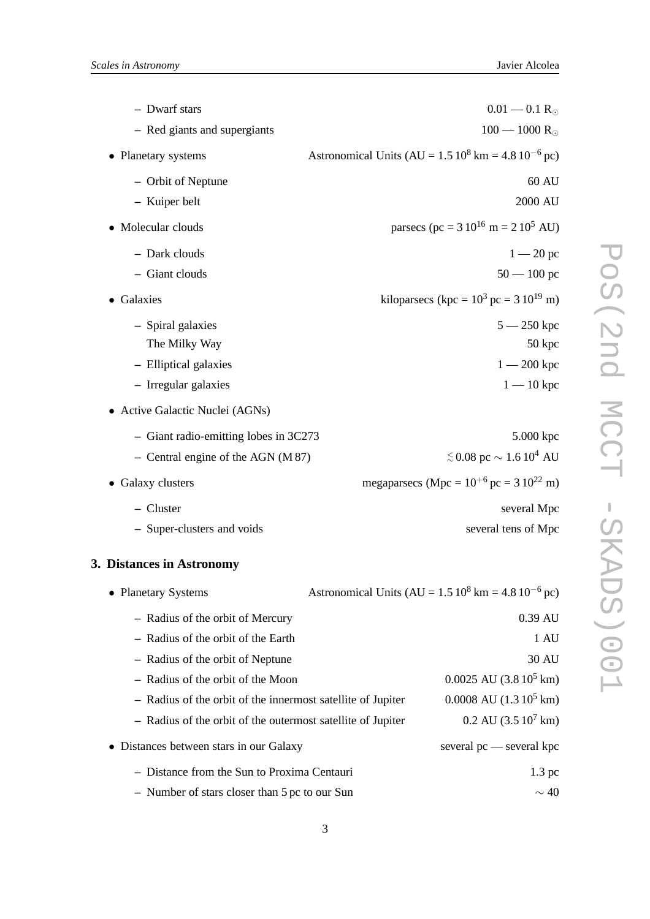- Dwarf stars — $0.01$ — $0.1\ R_{\odot}$
- Red giants and supergiants — $100$ — $1000\ R_{\odot}$

- Planetary systems — Astronomical Units (AU = $1.5\,10^{8}$ km = $4.8\,10^{-6}$ pc)
  - Orbit of Neptune — 60 AU
  - Kuiper belt — 2000 AU
- Molecular clouds — parsecs (pc = $3\,10^{16}$ m = $2\,10^{5}$ AU)
  - Dark clouds — 1 — 20 pc
  - Giant clouds — 50 — 100 pc
- Galaxies — kiloparsecs (kpc = $10^{3}$ pc = $3\,10^{19}$ m)
  - Spiral galaxies — 5 — 250 kpc
    The Milky Way — 50 kpc
  - Elliptical galaxies — 1 — 200 kpc
  - Irregular galaxies — 1 — 10 kpc
- Active Galactic Nuclei (AGNs)
  - Giant radio-emitting lobes in 3C273 — 5.000 kpc
  - Central engine of the AGN (M 87) — $\lesssim 0.08$ pc $\sim 1.6\,10^{4}$ AU
- Galaxy clusters — megaparsecs (Mpc = $10^{+6}$ pc = $3\,10^{22}$ m)
  - Cluster — several Mpc
  - Super-clusters and voids — several tens of Mpc

## 3. Distances in Astronomy

- Planetary Systems — Astronomical Units (AU = $1.5\,10^{8}$ km = $4.8\,10^{-6}$ pc)
  - Radius of the orbit of Mercury — 0.39 AU
  - Radius of the orbit of the Earth — 1 AU
  - Radius of the orbit of Neptune — 30 AU
  - Radius of the orbit of the Moon — 0.0025 AU ($3.8\,10^{5}$ km)
  - Radius of the orbit of the innermost satellite of Jupiter — 0.0008 AU ($1.3\,10^{5}$ km)
  - Radius of the orbit of the outermost satellite of Jupiter — 0.2 AU ($3.5\,10^{7}$ km)
- Distances between stars in our Galaxy — several pc — several kpc
  - Distance from the Sun to Proxima Centauri — 1.3 pc
  - Number of stars closer than 5 pc to our Sun — $\sim 40$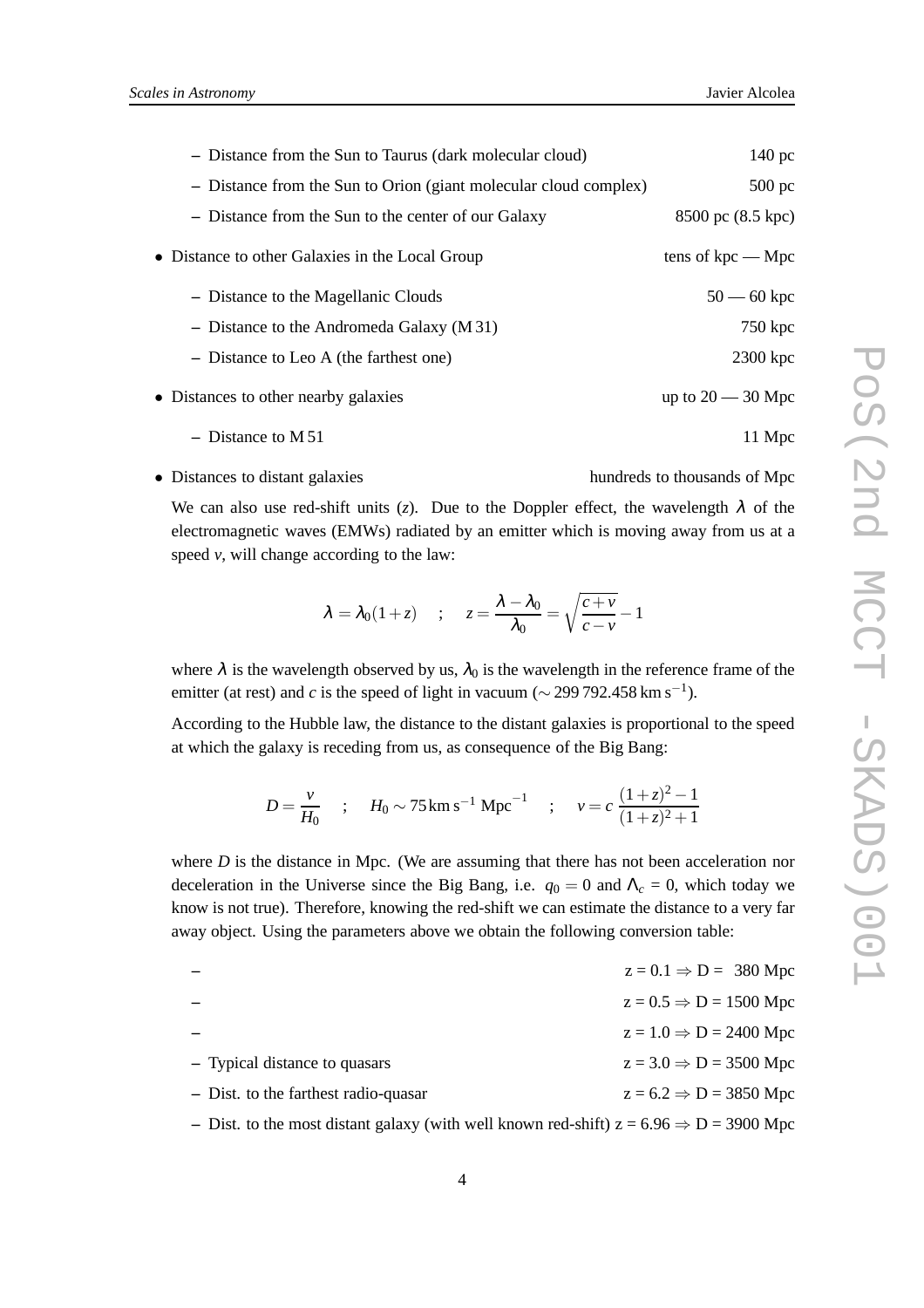- Distance from the Sun to Taurus (dark molecular cloud) 140 pc
- Distance from the Sun to Orion (giant molecular cloud complex) 500 pc
- Distance from the Sun to the center of our Galaxy 8500 pc (8.5 kpc)

- Distance to other Galaxies in the Local Group tens of kpc — Mpc
  - Distance to the Magellanic Clouds 50 — 60 kpc
  - Distance to the Andromeda Galaxy (M 31) 750 kpc
  - Distance to Leo A (the farthest one) 2300 kpc

- Distances to other nearby galaxies up to 20 — 30 Mpc
  - Distance to M 51 11 Mpc

- Distances to distant galaxies hundreds to thousands of Mpc

  We can also use red-shift units ($z$). Due to the Doppler effect, the wavelength $\lambda$ of the electromagnetic waves (EMWs) radiated by an emitter which is moving away from us at a speed $v$, will change according to the law:

$$\lambda = \lambda_0(1+z) \quad ; \quad z = \frac{\lambda - \lambda_0}{\lambda_0} = \sqrt{\frac{c+v}{c-v}} - 1$$

  where $\lambda$ is the wavelength observed by us, $\lambda_0$ is the wavelength in the reference frame of the emitter (at rest) and $c$ is the speed of light in vacuum ($\sim 299\,792.458\,\mathrm{km\,s^{-1}}$).

  According to the Hubble law, the distance to the distant galaxies is proportional to the speed at which the galaxy is receding from us, as consequence of the Big Bang:

$$D = \frac{v}{H_0} \quad ; \quad H_0 \sim 75\,\mathrm{km\,s^{-1}\,Mpc^{-1}} \quad ; \quad v = c\,\frac{(1+z)^2-1}{(1+z)^2+1}$$

  where $D$ is the distance in Mpc. (We are assuming that there has not been acceleration nor deceleration in the Universe since the Big Bang, i.e. $q_0 = 0$ and $\Lambda_c$ = 0, which today we know is not true). Therefore, knowing the red-shift we can estimate the distance to a very far away object. Using the parameters above we obtain the following conversion table:

  - z = 0.1 ⇒ D = 380 Mpc
  - z = 0.5 ⇒ D = 1500 Mpc
  - z = 1.0 ⇒ D = 2400 Mpc
  - Typical distance to quasars z = 3.0 ⇒ D = 3500 Mpc
  - Dist. to the farthest radio-quasar z = 6.2 ⇒ D = 3850 Mpc
  - Dist. to the most distant galaxy (with well known red-shift) z = 6.96 ⇒ D = 3900 Mpc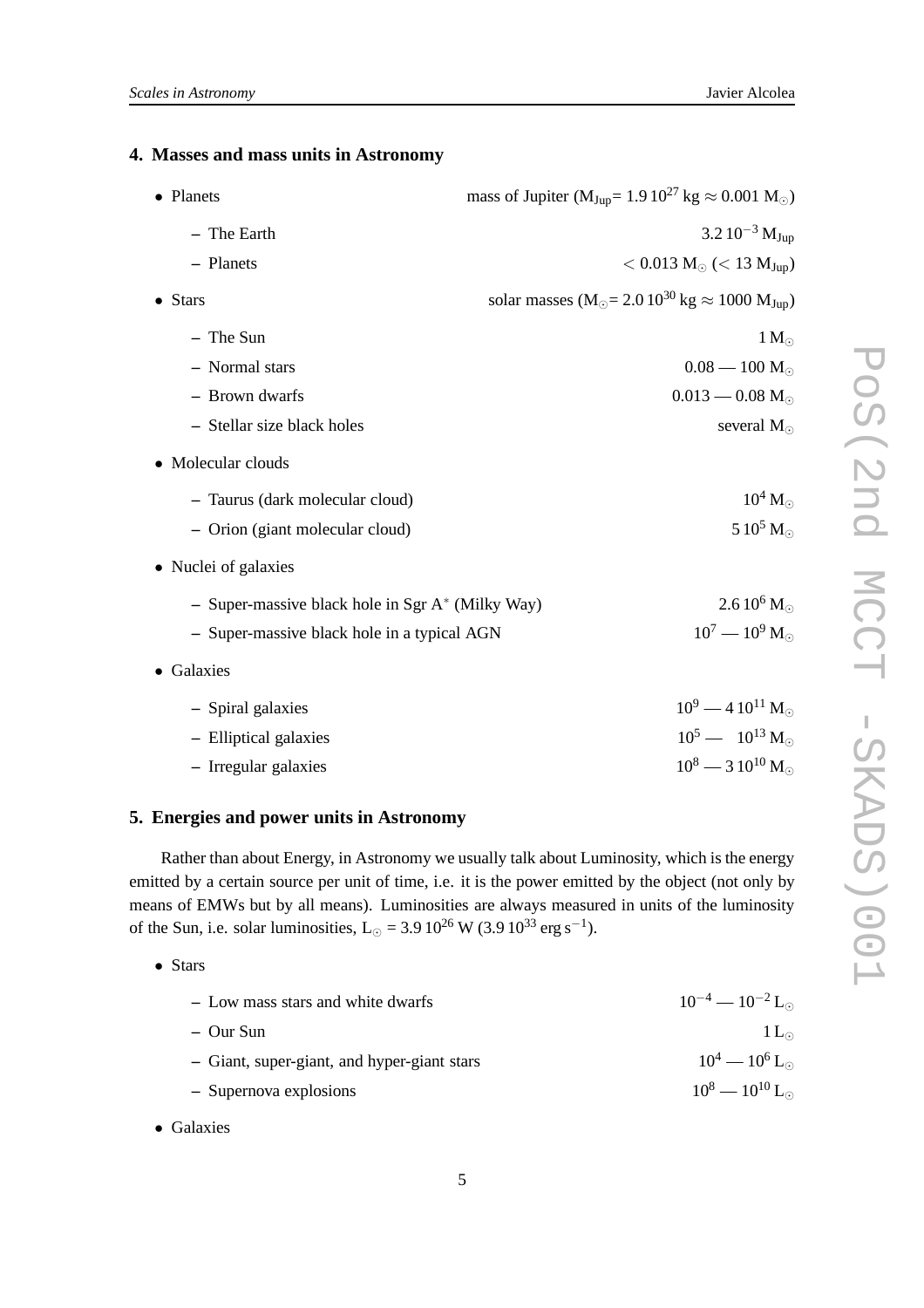## 4. Masses and mass units in Astronomy

- Planets — mass of Jupiter ($M_{Jup}$= $1.9\,10^{27}$ kg $\approx 0.001\,M_{\odot}$)
  - The Earth — $3.2\,10^{-3}\,M_{Jup}$
  - Planets — $< 0.013\,M_{\odot}$ ($< 13\,M_{Jup}$)
- Stars — solar masses ($M_{\odot}$= $2.0\,10^{30}$ kg $\approx 1000\,M_{Jup}$)
  - The Sun — $1\,M_{\odot}$
  - Normal stars — $0.08$ — $100\,M_{\odot}$
  - Brown dwarfs — $0.013$ — $0.08\,M_{\odot}$
  - Stellar size black holes — several $M_{\odot}$
- Molecular clouds
  - Taurus (dark molecular cloud) — $10^4\,M_{\odot}$
  - Orion (giant molecular cloud) — $5\,10^5\,M_{\odot}$
- Nuclei of galaxies
  - Super-massive black hole in Sgr $A^*$ (Milky Way) — $2.6\,10^6\,M_{\odot}$
  - Super-massive black hole in a typical AGN — $10^7$ — $10^9\,M_{\odot}$
- Galaxies
  - Spiral galaxies — $10^9$ — $4\,10^{11}\,M_{\odot}$
  - Elliptical galaxies — $10^5$ — $10^{13}\,M_{\odot}$
  - Irregular galaxies — $10^8$ — $3\,10^{10}\,M_{\odot}$

## 5. Energies and power units in Astronomy

Rather than about Energy, in Astronomy we usually talk about Luminosity, which is the energy emitted by a certain source per unit of time, i.e. it is the power emitted by the object (not only by means of EMWs but by all means). Luminosities are always measured in units of the luminosity of the Sun, i.e. solar luminosities, $L_{\odot} = 3.9\,10^{26}$ W ($3.9\,10^{33}$ erg s$^{-1}$).

- Stars
  - Low mass stars and white dwarfs — $10^{-4}$ — $10^{-2}\,L_{\odot}$
  - Our Sun — $1\,L_{\odot}$
  - Giant, super-giant, and hyper-giant stars — $10^4$ — $10^6\,L_{\odot}$
  - Supernova explosions — $10^8$ — $10^{10}\,L_{\odot}$
- Galaxies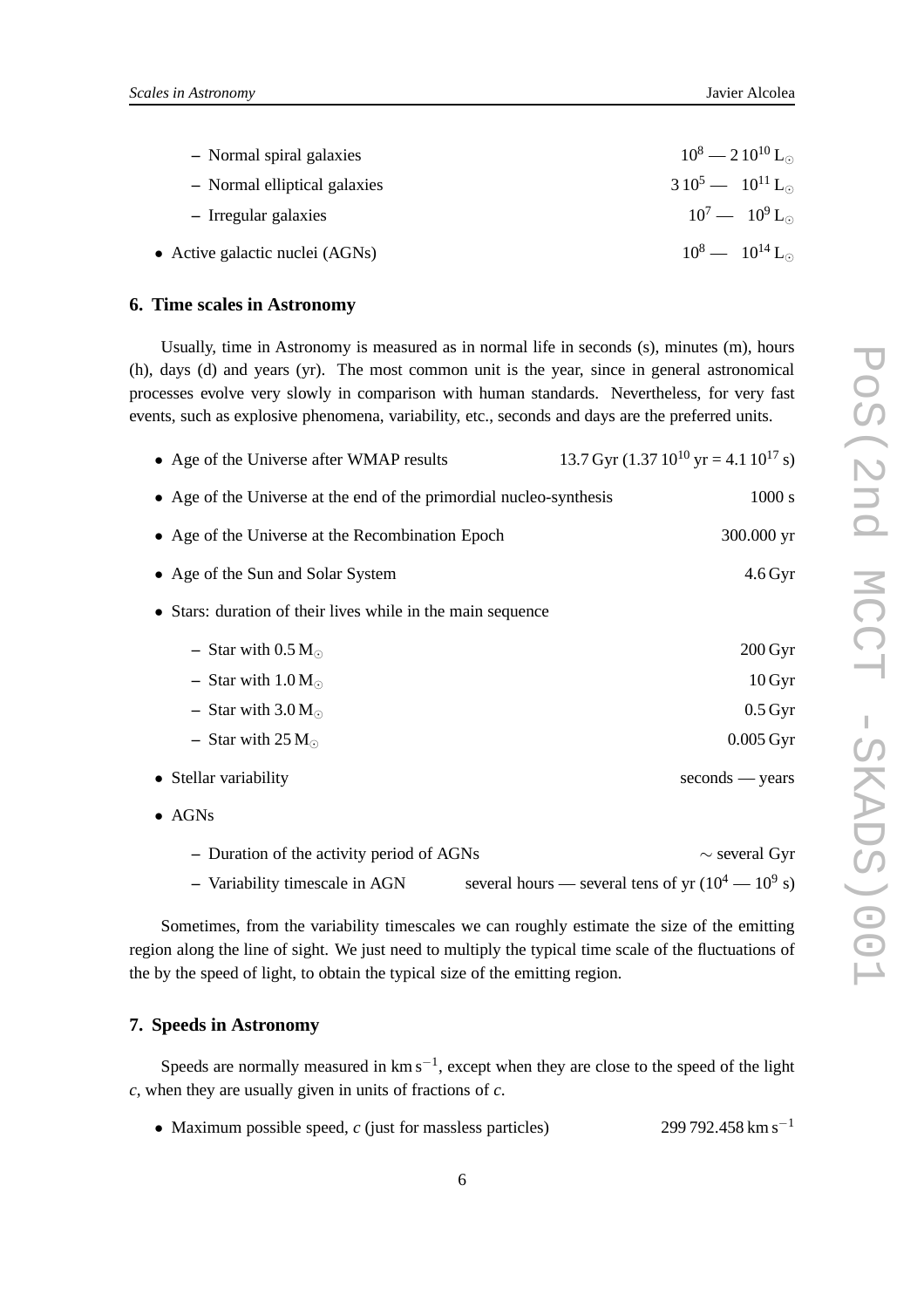- Normal spiral galaxies $10^8$ — $2\,10^{10}\,L_\odot$
- Normal elliptical galaxies $3\,10^5$ — $10^{11}\,L_\odot$
- Irregular galaxies $10^7$ — $10^9\,L_\odot$

- Active galactic nuclei (AGNs) $10^8$ — $10^{14}\,L_\odot$

## 6. Time scales in Astronomy

Usually, time in Astronomy is measured as in normal life in seconds (s), minutes (m), hours (h), days (d) and years (yr). The most common unit is the year, since in general astronomical processes evolve very slowly in comparison with human standards. Nevertheless, for very fast events, such as explosive phenomena, variability, etc., seconds and days are the preferred units.

- Age of the Universe after WMAP results 13.7 Gyr ($1.37\,10^{10}$ yr = $4.1\,10^{17}$ s)
- Age of the Universe at the end of the primordial nucleo-synthesis 1000 s
- Age of the Universe at the Recombination Epoch 300.000 yr
- Age of the Sun and Solar System 4.6 Gyr
- Stars: duration of their lives while in the main sequence
  - Star with $0.5\,M_\odot$ 200 Gyr
  - Star with $1.0\,M_\odot$ 10 Gyr
  - Star with $3.0\,M_\odot$ 0.5 Gyr
  - Star with $25\,M_\odot$ 0.005 Gyr
- Stellar variability seconds — years
- AGNs
  - Duration of the activity period of AGNs $\sim$ several Gyr
  - Variability timescale in AGN several hours — several tens of yr ($10^4$ — $10^9$ s)

Sometimes, from the variability timescales we can roughly estimate the size of the emitting region along the line of sight. We just need to multiply the typical time scale of the fluctuations of the by the speed of light, to obtain the typical size of the emitting region.

## 7. Speeds in Astronomy

Speeds are normally measured in km s$^{-1}$, except when they are close to the speed of the light $c$, when they are usually given in units of fractions of $c$.

- Maximum possible speed, $c$ (just for massless particles) 299 792.458 km s$^{-1}$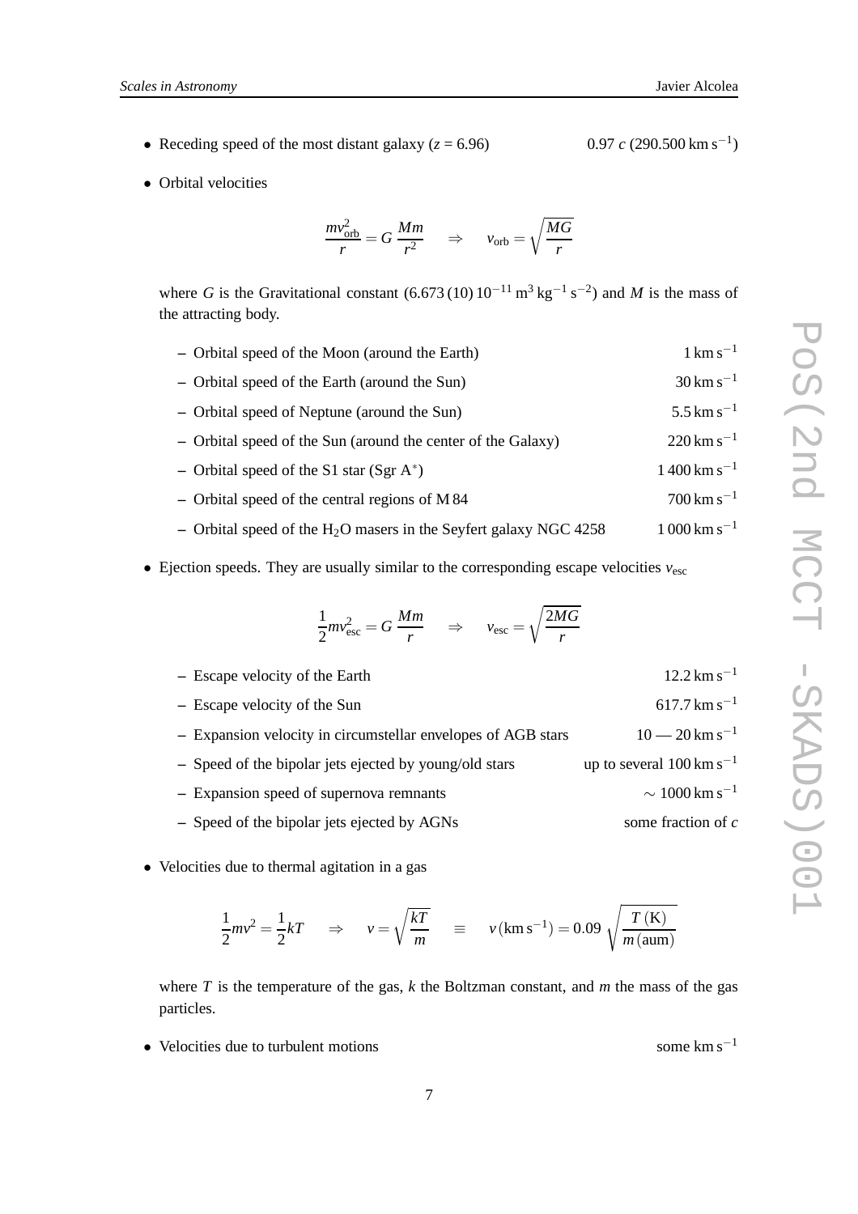- Receding speed of the most distant galaxy ($z$ = 6.96) 0.97 $c$ (290.500 $\mathrm{km\,s^{-1}}$)

- Orbital velocities

$$\frac{mv_{\mathrm{orb}}^2}{r} = G\,\frac{Mm}{r^2} \quad \Rightarrow \quad v_{\mathrm{orb}} = \sqrt{\frac{MG}{r}}$$

  where $G$ is the Gravitational constant ($6.673\,(10)\,10^{-11}\,\mathrm{m^3\,kg^{-1}\,s^{-2}}$) and $M$ is the mass of the attracting body.

  – Orbital speed of the Moon (around the Earth) $1\,\mathrm{km\,s^{-1}}$
  – Orbital speed of the Earth (around the Sun) $30\,\mathrm{km\,s^{-1}}$
  – Orbital speed of Neptune (around the Sun) $5.5\,\mathrm{km\,s^{-1}}$
  – Orbital speed of the Sun (around the center of the Galaxy) $220\,\mathrm{km\,s^{-1}}$
  – Orbital speed of the S1 star (Sgr A$^*$) $1\,400\,\mathrm{km\,s^{-1}}$
  – Orbital speed of the central regions of M 84 $700\,\mathrm{km\,s^{-1}}$
  – Orbital speed of the $H_2O$ masers in the Seyfert galaxy NGC 4258 $1\,000\,\mathrm{km\,s^{-1}}$

- Ejection speeds. They are usually similar to the corresponding escape velocities $v_{\mathrm{esc}}$

$$\frac{1}{2}mv_{\mathrm{esc}}^2 = G\,\frac{Mm}{r} \quad \Rightarrow \quad v_{\mathrm{esc}} = \sqrt{\frac{2MG}{r}}$$

  – Escape velocity of the Earth $12.2\,\mathrm{km\,s^{-1}}$
  – Escape velocity of the Sun $617.7\,\mathrm{km\,s^{-1}}$
  – Expansion velocity in circumstellar envelopes of AGB stars $10$ — $20\,\mathrm{km\,s^{-1}}$
  – Speed of the bipolar jets ejected by young/old stars up to several $100\,\mathrm{km\,s^{-1}}$
  – Expansion speed of supernova remnants $\sim 1000\,\mathrm{km\,s^{-1}}$
  – Speed of the bipolar jets ejected by AGNs some fraction of $c$

- Velocities due to thermal agitation in a gas

$$\frac{1}{2}mv^2 = \frac{1}{2}kT \quad \Rightarrow \quad v = \sqrt{\frac{kT}{m}} \quad \equiv \quad v\,(\mathrm{km\,s^{-1}}) = 0.09\,\sqrt{\frac{T\,(\mathrm{K})}{m\,(\mathrm{aum})}}$$

  where $T$ is the temperature of the gas, $k$ the Boltzman constant, and $m$ the mass of the gas particles.

- Velocities due to turbulent motions some $\mathrm{km\,s^{-1}}$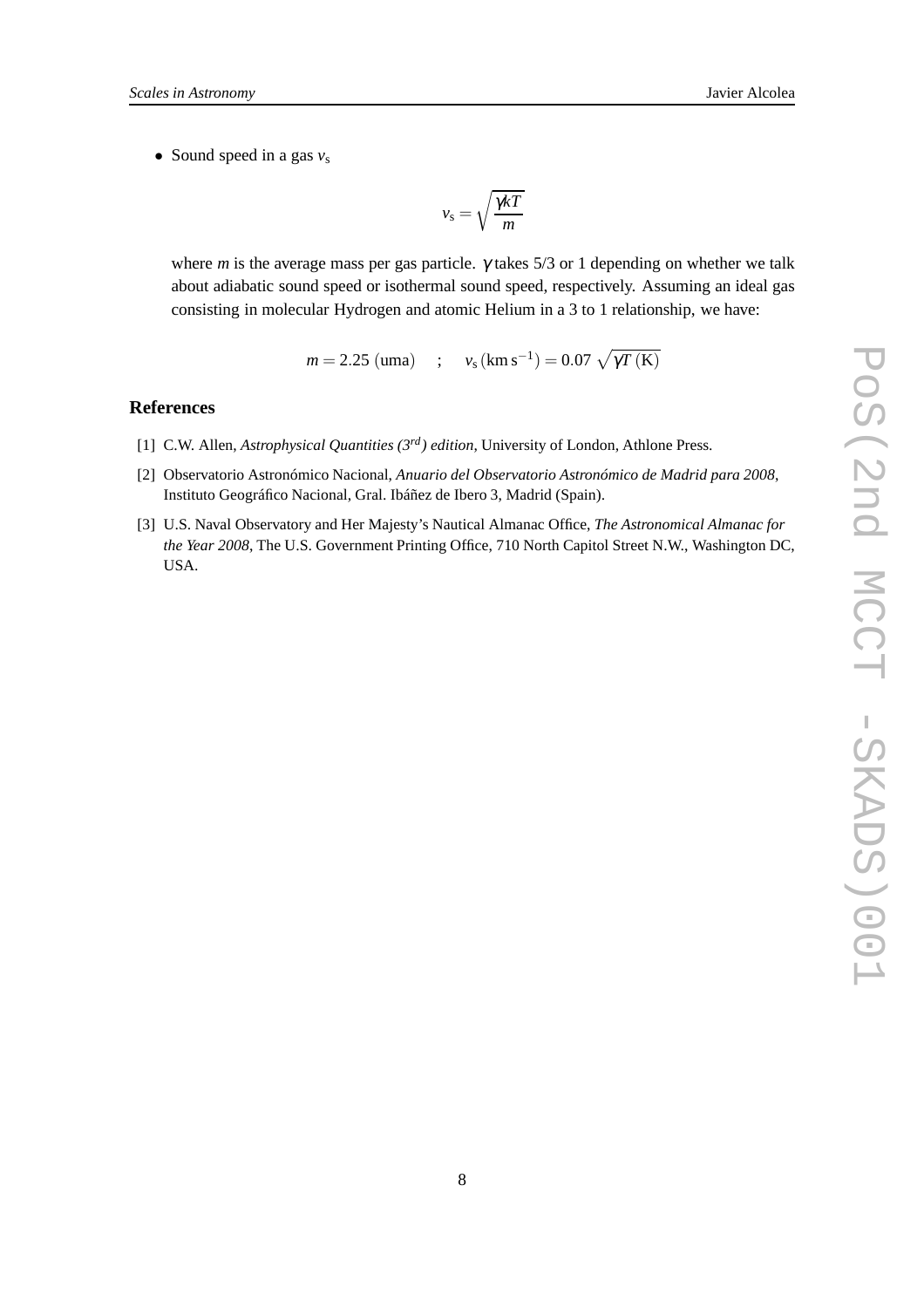- Sound speed in a gas $v_s$

$$v_s = \sqrt{\frac{\gamma k T}{m}}$$

where $m$ is the average mass per gas particle. $\gamma$ takes 5/3 or 1 depending on whether we talk about adiabatic sound speed or isothermal sound speed, respectively. Assuming an ideal gas consisting in molecular Hydrogen and atomic Helium in a 3 to 1 relationship, we have:

$$m = 2.25 \text{ (uma)} \quad ; \quad v_s \,(\text{km s}^{-1}) = 0.07 \sqrt{\gamma T \,(\text{K})}$$

## References

[1] C.W. Allen, *Astrophysical Quantities (3rd) edition*, University of London, Athlone Press.

[2] Observatorio Astronómico Nacional, *Anuario del Observatorio Astronómico de Madrid para 2008*, Instituto Geográfico Nacional, Gral. Ibáñez de Ibero 3, Madrid (Spain).

[3] U.S. Naval Observatory and Her Majesty's Nautical Almanac Office, *The Astronomical Almanac for the Year 2008*, The U.S. Government Printing Office, 710 North Capitol Street N.W., Washington DC, USA.